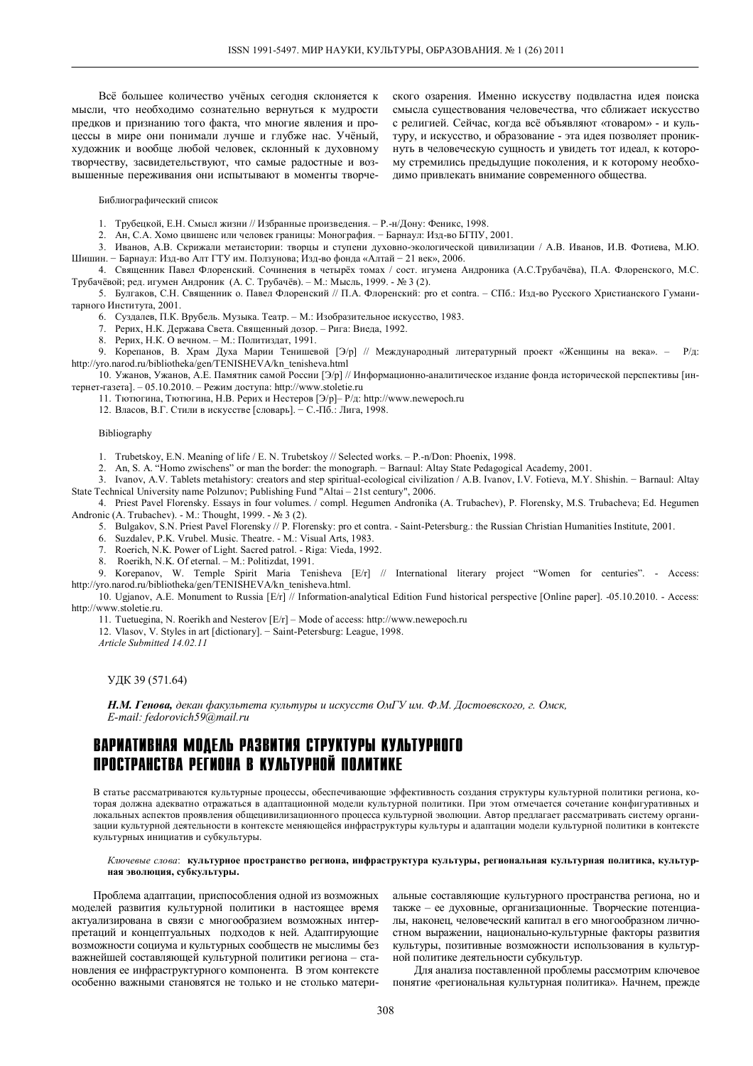Всё большее количество учёных сегодня склоняется к мысли, что необходимо сознательно вернуться к мудрости предков и признанию того факта, что многие явления и процессы в мире они понимали лучше и глубже нас. Учёный, художник и вообще любой человек, склонный к духовному творчеству, засвидетельствуют, что самые радостные и возвышенные переживания они испытывают в моменты творческого озарения. Именно искусству подвластна идея поиска смысла существования человечества, что сближает искусство с религией. Сейчас, когда всё объявляют «товаром» - и культуру, и искусство, и образование - эта идея позволяет проникнуть в человеческую сущность и увидеть тот идеал, к которому стремились предыдущие поколения, и к которому необходимо привлекать внимание современного общества.

Библиографический список

1. Трубецкой, Е.Н. Смысл жизни // Избранные произведения. – Р.-н/Дону: Феникс, 1998.
2. Ан, С.А. Хомо цвишенс или человек границы: Монография. − Барнаул: Изд-во БГПУ, 2001.
3. Иванов, А.В. Скрижали метаистории: творцы и ступени духовно-экологической цивилизации / А.В. Иванов, И.В. Фотиева, М.Ю. Шишин. − Барнаул: Изд-во Алт ГТУ им. Ползунова; Изд-во фонда «Алтай − 21 век», 2006.
4. Священник Павел Флоренский. Сочинения в четырёх томах / сост. игумена Андроника (А.С.Трубачёва), П.А. Флоренского, М.С. Трубачёвой; ред. игумен Андроник (А. С. Трубачёв). – М.: Мысль, 1999. - № 3 (2).
5. Булгаков, С.Н. Священник о. Павел Флоренский // П.А. Флоренский: pro et contra. – СПб.: Изд-во Русского Христианского Гуманитарного Института, 2001.
6. Суздалев, П.К. Врубель. Музыка. Театр. – М.: Изобразительное искусство, 1983.
7. Рерих, Н.К. Держава Света. Священный дозор. – Рига: Виеда, 1992.
8. Рерих, Н.К. О вечном. – М.: Политиздат, 1991.
9. Корепанов, В. Храм Духа Марии Тенишевой [Э/р] // Международный литературный проект «Женщины на века». – Р/д: http://yro.narod.ru/bibliotheka/gen/TENISHEVA/kn_tenisheva.html
10. Ужанов, Ужанов, А.Е. Памятник самой России [Э/р] // Информационно-аналитическое издание фонда исторической перспективы [интернет-газета]. – 05.10.2010. – Режим доступа: http://www.stoletie.ru
11. Тютюгина, Тютюгина, Н.В. Рерих и Нестеров [Э/р]– Р/д: http://www.newepoch.ru
12. Власов, В.Г. Стили в искусстве [словарь]. − С.-Пб.: Лига, 1998.

Bibliography

1. Trubetskoy, E.N. Meaning of life / E. N. Trubetskoy // Selected works. – P.-n/Don: Phoenix, 1998.
2. An, S. A. "Homo zwischens" or man the border: the monograph. − Barnaul: Altay State Pedagogical Academy, 2001.
3. Ivanov, A.V. Tablets metahistory: creators and step spiritual-ecological civilization / A.V. Ivanov, I.V. Fotieva, M.Y. Shishin. − Barnaul: Altay State Technical University name Polzunov; Publishing Fund "Altai – 21st century", 2006.
4. Priest Pavel Florensky. Essays in four volumes. / compl. Hegumen Andronika (A. Trubachev), P. Florensky, M.S. Trubacheva; Ed. Hegumen Andronic (A. Trubachev). - M.: Thought, 1999. - № 3 (2).
5. Bulgakov, S.N. Priest Pavel Florensky // P. Florensky: pro et contra. - Saint-Petersburg.: the Russian Christian Humanities Institute, 2001.
6. Suzdalev, P.K. Vrubel. Music. Theatre. - M.: Visual Arts, 1983.
7. Roerich, N.K. Power of Light. Sacred patrol. - Riga: Vieda, 1992.
8. Roerikh, N.K. Of eternal. – M.: Politizdat, 1991.
9. Korepanov, W. Temple Spirit Maria Tenisheva [E/r] // International literary project "Women for centuries". - Access: http://yro.narod.ru/bibliotheka/gen/TENISHEVA/kn_tenisheva.html.
10. Ugjanov, A.E. Monument to Russia [E/r] // Information-analytical Edition Fund historical perspective [Online paper]. -05.10.2010. - Access: http://www.stoletie.ru.
11. Tuetuegina, N. Roerikh and Nesterov [E/r] – Mode of access: http://www.newepoch.ru
12. Vlasov, V. Styles in art [dictionary]. − Saint-Petersburg: League, 1998.

*Article Submitted 14.02.11*

УДК 39 (571.64)

***Н.М. Генова,*** *декан факультета культуры и искусств ОмГУ им. Ф.М. Достоевского, г. Омск,*
*E-mail: fedorovich59@mail.ru*

# ВАРИАТИВНАЯ МОДЕЛЬ РАЗВИТИЯ СТРУКТУРЫ КУЛЬТУРНОГО ПРОСТРАНСТВА РЕГИОНА В КУЛЬТУРНОЙ ПОЛИТИКЕ

В статье рассматриваются культурные процессы, обеспечивающие эффективность создания структуры культурной политики региона, которая должна адекватно отражаться в адаптационной модели культурной политики. При этом отмечается сочетание конфигуративных и локальных аспектов проявления общецивилизационного процесса культурной эволюции. Автор предлагает рассматривать систему организации культурной деятельности в контексте меняющейся инфраструктуры культуры и адаптации модели культурной политики в контексте культурных инициатив и субкультуры.

*Ключевые слова*: **культурное пространство региона, инфраструктура культуры, региональная культурная политика, культурная эволюция, субкультуры.**

Проблема адаптации, приспособления одной из возможных моделей развития культурной политики в настоящее время актуализирована в связи с многообразием возможных интерпретаций и концептуальных подходов к ней. Адаптирующие возможности социума и культурных сообществ не мыслимы без важнейшей составляющей культурной политики региона – становления ее инфраструктурного компонента. В этом контексте особенно важными становятся не только и не столько материальные составляющие культурного пространства региона, но и также – ее духовные, организационные. Творческие потенциалы, наконец, человеческий капитал в его многообразном личностном выражении, национально-культурные факторы развития культуры, позитивные возможности использования в культурной политике деятельности субкультур.

Для анализа поставленной проблемы рассмотрим ключевое понятие «региональная культурная политика». Начнем, прежде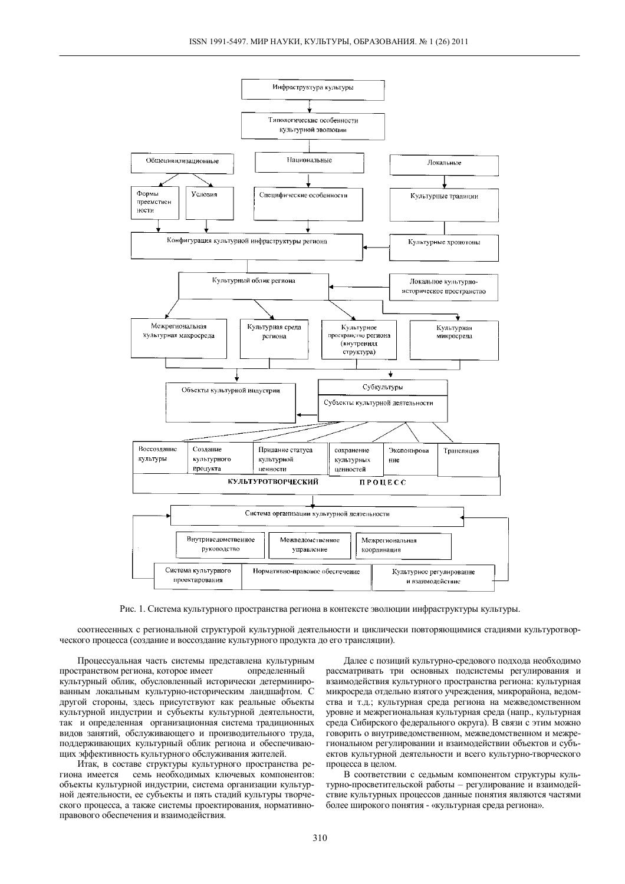Рис. 1. Система культурного пространства региона в контексте эволюции инфраструктуры культуры.

соотнесенных с региональной структурой культурной деятельности и циклически повторяющимися стадиями культуротворческого процесса (создание и воссоздание культурного продукта до его трансляции).

Процессуальная часть системы представлена культурным пространством региона, которое имеет определенный культурный облик, обусловленный исторически детерминированным локальным культурно-историческим ландшафтом. С другой стороны, здесь присутствуют как реальные объекты культурной индустрии и субъекты культурной деятельности, так и определенная организационная система традиционных видов занятий, обслуживающего и производительного труда, поддерживающих культурный облик региона и обеспечивающих эффективность культурного обслуживания жителей.

Итак, в составе структуры культурного пространства региона имеется семь необходимых ключевых компонентов: объекты культурной индустрии, система организации культурной деятельности, ее субъекты и пять стадий культуры творческого процесса, а также системы проектирования, нормативно-правового обеспечения и взаимодействия.

Далее с позиций культурно-средового подхода необходимо рассматривать три основных подсистемы регулирования и взаимодействия культурного пространства региона: культурная микросреда отдельно взятого учреждения, микрорайона, ведомства и т.д.; культурная среда региона на межведомственном уровне и межрегиональная культурная среда (напр., культурная среда Сибирского федерального округа). В связи с этим можно говорить о внутриведомственном, межведомственном и межрегиональном регулировании и взаимодействии объектов и субъектов культурной деятельности и всего культурно-творческого процесса в целом.

В соответствии с седьмым компонентом структуры культурно-просветительской работы – регулирование и взаимодействие культурных процессов данные понятия являются частями более широкого понятия - «культурная среда региона».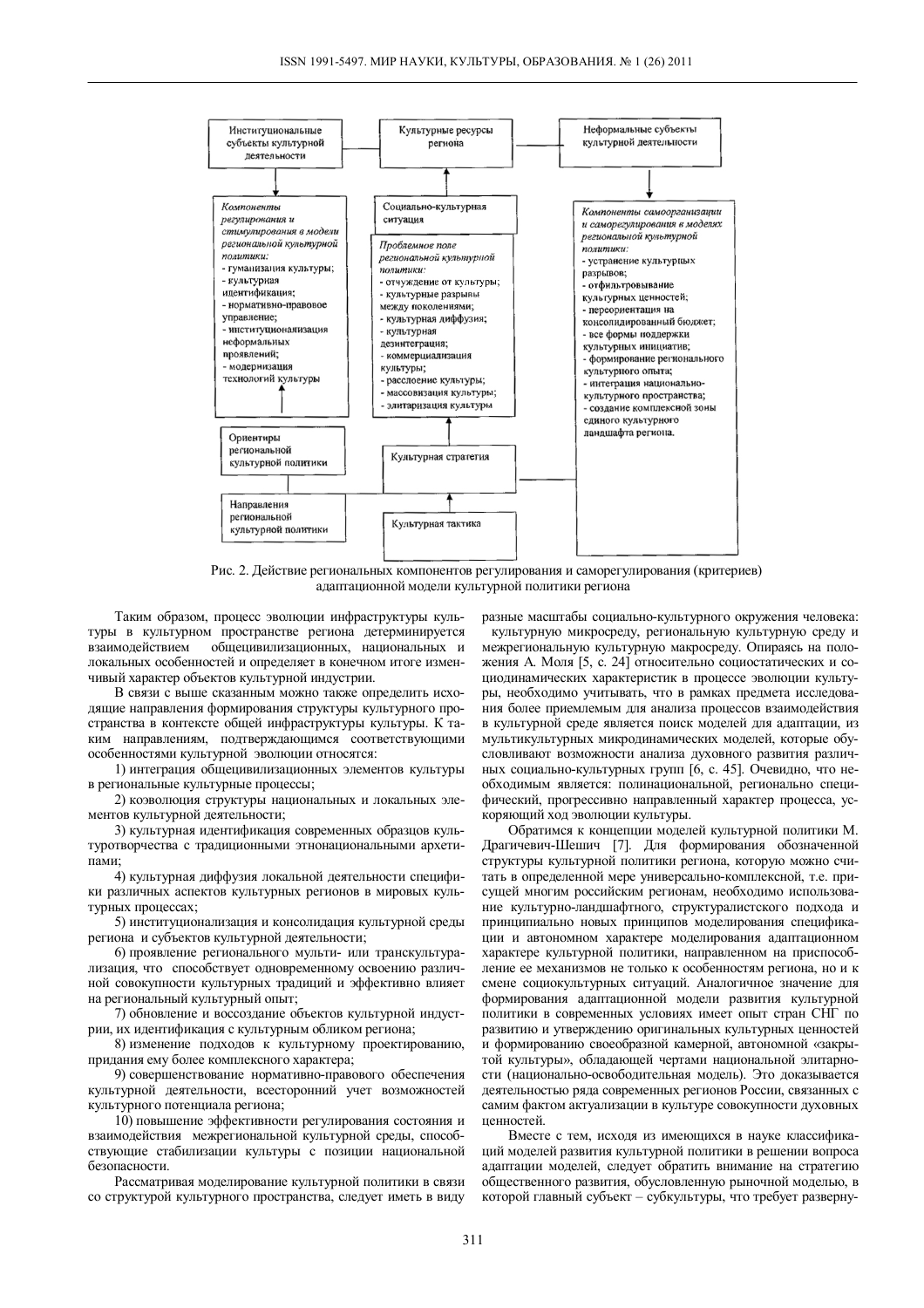Институциональные субъекты культурной деятельности

Культурные ресурсы региона

Неформальные субъекты культурной деятельности

*Компоненты регулирования и стимулирования в модели региональной культурной политики:*
- гуманизация культуры;
- культурная идентификация;
- нормативно-правовое управление;
- институционализация неформальных проявлений;
- модернизация технологий культуры

Социально-культурная ситуация

*Проблемное поле региональной культурной политики:*
- отчуждение от культуры;
- культурные разрывы между поколениями;
- культурная диффузия;
- культурная дезинтеграция;
- коммерциализация культуры;
- расслоение культуры;
- массовизация культуры;
- элитаризация культуры

*Компоненты самоорганизации и саморегулирования в моделях региональной культурной политики:*
- устранение культурных разрывов;
- отфильтровывание культурных ценностей;
- переориентация на консолидированный бюджет;
- все формы поддержки культурных инициатив;
- формирование регионального культурного опыта;
- интеграция национально-культурного пространства;
- создание комплексной зоны единого культурного ландшафта региона.

Ориентиры региональной культурной политики

Культурная стратегия

Направления региональной культурной политики

Культурная тактика

Рис. 2. Действие региональных компонентов регулирования и саморегулирования (критериев) адаптационной модели культурной политики региона

Таким образом, процесс эволюции инфраструктуры культуры в культурном пространстве региона детерминируется взаимодействием общецивилизационных, национальных и локальных особенностей и определяет в конечном итоге изменчивый характер объектов культурной индустрии.

В связи с выше сказанным можно также определить исходящие направления формирования структуры культурного пространства в контексте общей инфраструктуры культуры. К таким направлениям, подтверждающимся соответствующими особенностями культурной эволюции относятся:

1) интеграция общецивилизационных элементов культуры в региональные культурные процессы;

2) коэволюция структуры национальных и локальных элементов культурной деятельности;

3) культурная идентификация современных образцов культуротворчества с традиционными этнонациональными архетипами;

4) культурная диффузия локальной деятельности специфики различных аспектов культурных регионов в мировых культурных процессах;

5) институционализация и консолидация культурной среды региона и субъектов культурной деятельности;

6) проявление регионального мульти- или транскультурализация, что способствует одновременному освоению различной совокупности культурных традиций и эффективно влияет на региональный культурный опыт;

7) обновление и воссоздание объектов культурной индустрии, их идентификация с культурным обликом региона;

8) изменение подходов к культурному проектированию, придания ему более комплексного характера;

9) совершенствование нормативно-правового обеспечения культурной деятельности, всесторонний учет возможностей культурного потенциала региона;

10) повышение эффективности регулирования состояния и взаимодействия межрегиональной культурной среды, способствующие стабилизации культуры с позиции национальной безопасности.

Рассматривая моделирование культурной политики в связи со структурой культурного пространства, следует иметь в виду разные масштабы социально-культурного окружения человека: культурную микросреду, региональную культурную среду и межрегиональную культурную макросреду. Опираясь на положения А. Моля [5, с. 24] относительно социостатических и социодинамических характеристик в процессе эволюции культуры, необходимо учитывать, что в рамках предмета исследования более приемлемым для анализа процессов взаимодействия в культурной среде является поиск моделей для адаптации, из мультикультурных микродинамических моделей, которые обусловливают возможности анализа духовного развития различных социально-культурных групп [6, с. 45]. Очевидно, что необходимым является: полинациональной, регионально специфический, прогрессивно направленный характер процесса, ускоряющий ход эволюции культуры.

Обратимся к концепции моделей культурной политики М. Драгичевич-Шешич [7]. Для формирования обозначенной структуры культурной политики региона, которую можно считать в определенной мере универсально-комплексной, т.е. присущей многим российским регионам, необходимо использование культурно-ландшафтного, структуралистского подхода и принципиально новых принципов моделирования спецификации и автономном характере моделирования адаптационном характере культурной политики, направленном на приспособление ее механизмов не только к особенностям региона, но и к смене социокультурных ситуаций. Аналогичное значение для формирования адаптационной модели развития культурной политики в современных условиях имеет опыт стран СНГ по развитию и утверждению оригинальных культурных ценностей и формированию своеобразной камерной, автономной «закрытой культуры», обладающей чертами национальной элитарности (национально-освободительная модель). Это доказывается деятельностью ряда современных регионов России, связанных с самим фактом актуализации в культуре совокупности духовных ценностей.

Вместе с тем, исходя из имеющихся в науке классификаций моделей развития культурной политики в решении вопроса адаптации моделей, следует обратить внимание на стратегию общественного развития, обусловленную рыночной моделью, в которой главный субъект – субкультуры, что требует разверну-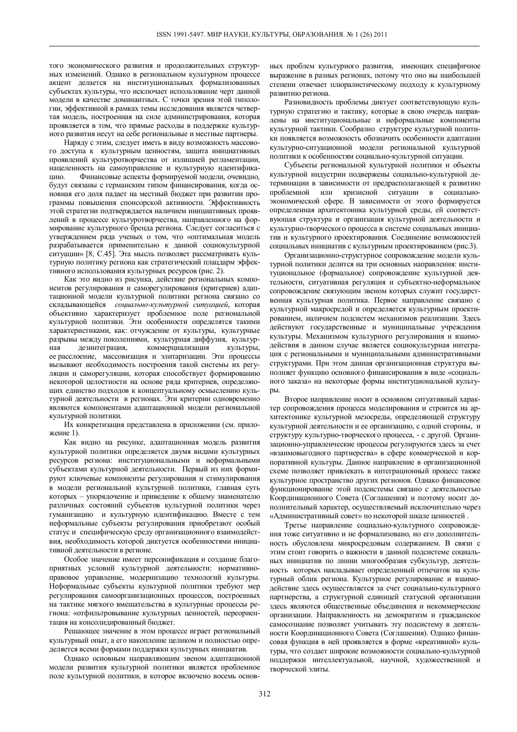того экономического развития и продолжительных структурных изменений. Однако в региональном культурном процессе акцент делается на институциональных формализованных субъектах культуры, что исключает использование черт данной модели в качестве доминантных. С точки зрения этой типологии, эффективной в рамках темы исследования является четвертая модель, построенная на силе администрирования, которая проявляется в том, что прямые расходы в поддержке культурного развития несут на себе региональные и местные партнеры.

Наряду с этим, следует иметь в виду возможность массового доступа к культурным ценностям, защита инициативных проявлений культуротворчества от излишней регламентации, нацеленность на самоуправление и культурную идентификацию. Финансовые аспекты формируемой модели, очевидно, будут связаны с германским типом финансирования, когда основная его доля падает на местный бюджет при развитии программы повышения спонсорской активности. Эффективность этой стратегии подтверждается наличием инициативных проявлений в процессе культуротворчества, направленного на формирование культурного бренда региона. Следует согласиться с утверждением ряда ученых о том, что «оптимальная модель разрабатывается применительно к данной социокультурной ситуации» [8, С.45]. Эта мысль позволяет рассматривать культурную политику региона как стратегический плацдарм эффективного использования культурных ресурсов (рис. 2).

Как это видно из рисунка, действие региональных компонентов регулирования и саморегулирования (критериев) адаптационной модели культурной политики региона связано со складывающейся *социально-культурной ситуацией*, которая объективно характеризует проблемное поле региональной культурной политики. Эти особенности определятся такими характеристиками, как: отчуждение от культуры, культурные разрывы между поколениями, культурная диффузия, культурная дезинтеграция, коммерциализация культуры, ее расслоение, массовизация и элитаризации. Эти процессы вызывают необходимость построения такой системы их регуляции и саморегуляции, которая способствует формированию некоторой целостности на основе ряда критериев, определяющих единство подходов к концептуальному осмыслению культурной деятельности в регионах. Эти критерии одновременно являются компонентами адаптационной модели региональной культурной политики.

Их конкретизация представлена в приложении (см. приложение 1).

Как видно на рисунке, адаптационная модель развития культурной политики определяется двумя видами культурных ресурсов региона: институциональными и неформальными субъектами культурной деятельности. Первый из них формируют ключевые компоненты регулирования и стимулирования в модели региональной культурной политики, главная суть которых – упорядочение и приведение к общему знаменателю различных состояний субъектов культурной политики через гуманизацию и культурную идентификацию. Вместе с тем неформальные субъекты регулирования приобретают особый статус и специфическую среду организационного взаимодействия, необходимость которой диктуется особенностями инициативной деятельности в регионе.

Особое значение имеет персонификация и создание благоприятных условий культурной деятельности: нормативно-правовое управление, модернизацию технологий культуры. Неформальные субъекты культурной политики требуют мер регулирования самоорганизационных процессов, построенных на тактике мягкого вмешательства в культурные процессы региона: «отфильтровывание культурных ценностей, переориентация на консолидированный бюджет.

Решающее значение в этом процессе играет региональный культурный опыт, а его накопление целиком и полностью определяется всеми формами поддержки культурных инициатив.

Однако основным направляющим звеном адаптационной модели развития культурной политики является проблемное поле культурной политики, в которое включено восемь основных проблем культурного развития, имеющих специфичное выражение в разных регионах, потому что оно вы наибольшей степени отвечает плюралистическому подходу к культурному развитию региона.

Разновидность проблемы диктует соответствующую культурную стратегию и тактику, которые в свою очередь направлены на институциональные и неформальные компоненты культурной тактики. Сообразно структуре культурной политики появляется возможность обозначить особенности адаптации культурно-ситуационной модели региональной культурной политики к особенностям социально-культурной ситуации.

Субъекты региональной культурной политики и объекты культурной индустрии подвержены социально-культурной детерминации в зависимости от предрасполагающей к развитию проблемной или кризисной ситуации в социально-экономической сфере. В зависимости от этого формируется определенная архитектоника культурной среды, ей соответствующая структура и организация культурной деятельности и культурно-творческого процесса в системе социальных инициатив и культурного проектирования. Соединение возможностей социальных инициатив с культурным проектированием (рис.3).

Организационно-структурное сопровождение модели культурной политики делится на три основных направления: институциональное (формальное) сопровождение культурной деятельности, ситуативная регуляция и субъектно-неформальное сопровождение связующим звеном которых служит государственная культурная политика. Первое направление связано с культурной макросредой и определяется культурным проектированием, наличием подсистем механизмов реализации. Здесь действуют государственные и муниципальные учреждения культуры. Механизмом культурного регулирования и взаимодействия в данном случае является социокультурная интеграция с региональными и муниципальными административными структурами. При этом данная организационная структура выполняет функцию основного финансирования в виде «социального заказа» на некоторые формы институциональной культуры.

Второе направление носит в основном ситуативный характер сопровождения процесса моделирования и строится на архитектонике культурной мезосреды, определяющей структуру культурной деятельности и ее организацию, с одной стороны, и структуру культурно-творческого процесса, - с другой. Организационно-управленческие процессы регулируются здесь за счет «взаимовыгодного партнерства» в сфере коммерческой и корпоративной культуры. Данное направление в организационной схеме позволяет привлекать в интеграционный процесс также культурное пространство других регионов. Однако финансовое функционирование этой подсистемы связано с деятельностью Координационного Совета (Соглашения) и поэтому носит дополнительный характер, осуществляемый исключительно через «Административный совет» по некоторой шкале ценностей .

Третье направление социально-культурного сопровождения тоже ситуативно и не формализовано, но его дополнительность обусловлена микросредовым содержанием. В связи с этим стоит говорить о важности в данной подсистеме социальных инициатив по линии многообразия субкультур, деятельность которых накладывает определенный отпечаток на культурный облик региона. Культурное регулирование и взаимодействие здесь осуществляется за счет социально-культурного партнерства, а структурной единицей статусной организации здесь являются общественные объединения и некоммерческие организации. Направленность на демократизм и гражданское самосознание позволяет учитывать эту подсистему в деятельности Координационного Совета (Соглашения). Однако финансовая функция в ней проявляется в форме «креативной» культуры, что создает широкие возможности социально-культурной поддержки интеллектуальной, научной, художественной и творческой элиты.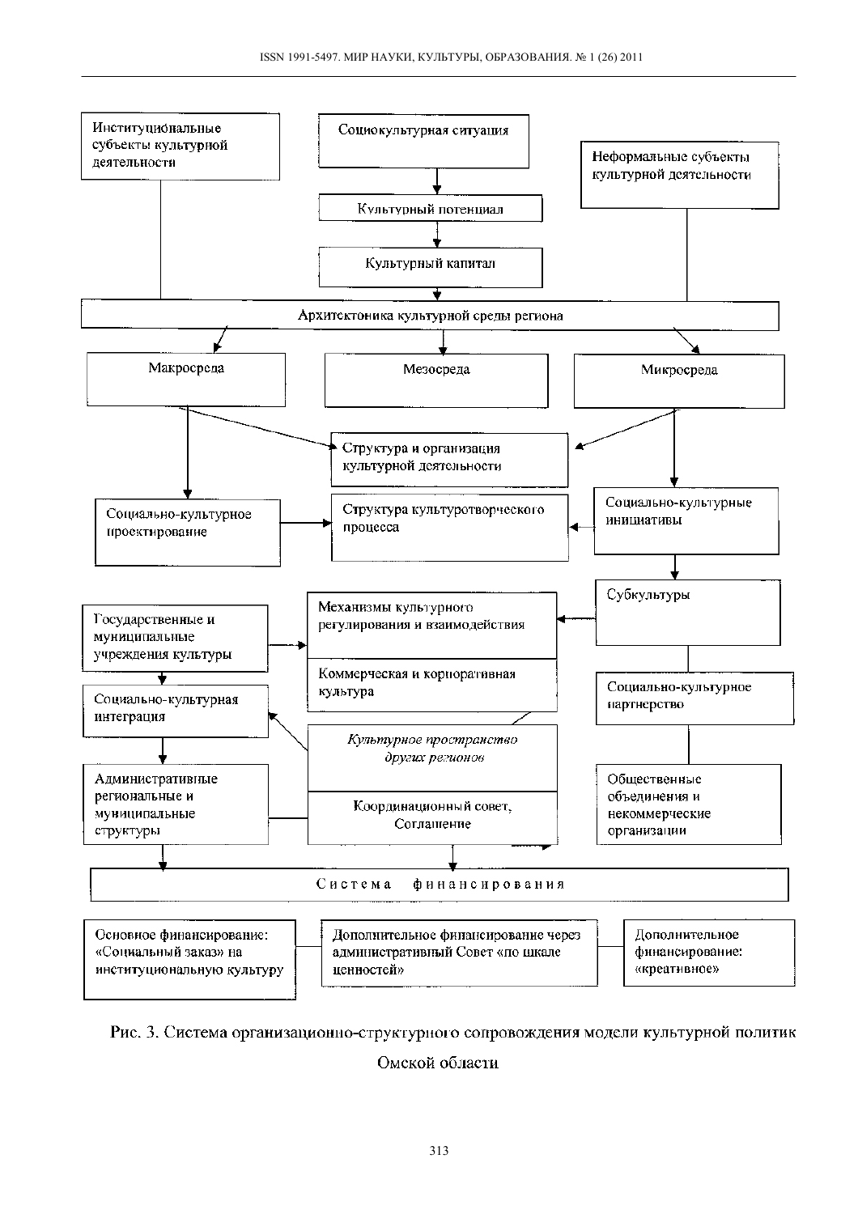Институциональные субъекты культурной деятельности

Социокультурная ситуация

Неформальные субъекты культурной деятельности

Культурный потенциал

Культурный капитал

Архитектоника культурной среды региона

Макросреда

Мезосреда

Микросреда

Структура и организация культурной деятельности

Социально-культурное проектирование

Структура культуротворческого процесса

Социально-культурные инициативы

Субкультуры

Государственные и муниципальные учреждения культуры

Механизмы культурного регулирования и взаимодействия

Коммерческая и корпоративная культура

Социально-культурная интеграция

Социально-культурное партнерство

*Культурное пространство других регионов*

Административные региональные и муниципальные структуры

Координационный совет, Соглашение

Общественные объединения и некоммерческие организации

Система финансирования

Основное финансирование: «Социальный заказ» на институциональную культуру

Дополнительное финансирование через административный Совет «по шкале ценностей»

Дополнительное финансирование: «креативное»

Рис. 3. Система организационно-структурного сопровождения модели культурной политик Омской области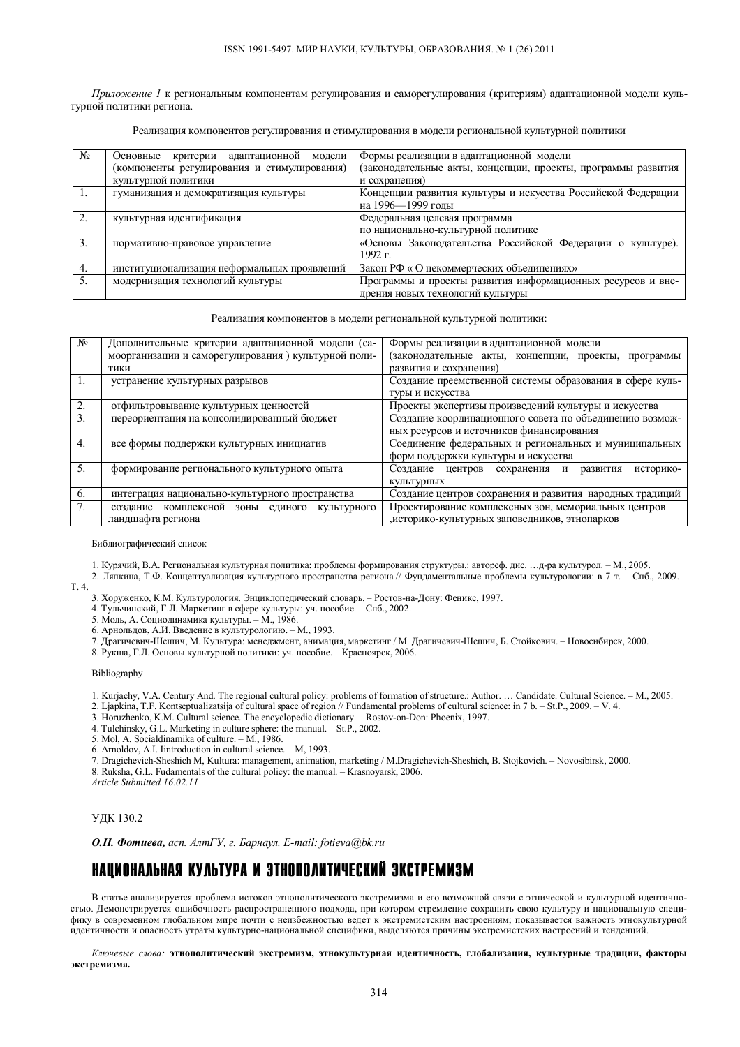*Приложение 1* к региональным компонентам регулирования и саморегулирования (критериям) адаптационной модели культурной политики региона.

Реализация компонентов регулирования и стимулирования в модели региональной культурной политики

| № | Основные критерии адаптационной модели (компоненты регулирования и стимулирования) культурной политики | Формы реализации в адаптационной модели (законодательные акты, концепции, проекты, программы развития и сохранения) |
|---|---|---|
| 1. | гуманизация и демократизация культуры | Концепции развития культуры и искусства Российской Федерации на 1996—1999 годы |
| 2. | культурная идентификация | Федеральная целевая программа по национально-культурной политике |
| 3. | нормативно-правовое управление | «Основы Законодательства Российской Федерации о культуре). 1992 г. |
| 4. | институционализация неформальных проявлений | Закон РФ « О некоммерческих объединениях» |
| 5. | модернизация технологий культуры | Программы и проекты развития информационных ресурсов и внедрения новых технологий культуры |

Реализация компонентов в модели региональной культурной политики:

| № | Дополнительные критерии адаптационной модели (самоорганизации и саморегулирования ) культурной политики | Формы реализации в адаптационной модели (законодательные акты, концепции, проекты, программы развития и сохранения) |
|---|---|---|
| 1. | устранение культурных разрывов | Создание преемственной системы образования в сфере культуры и искусства |
| 2. | отфильтровывание культурных ценностей | Проекты экспертизы произведений культуры и искусства |
| 3. | переориентация на консолидированный бюджет | Создание координационного совета по объединению возможных ресурсов и источников финансирования |
| 4. | все формы поддержки культурных инициатив | Соединение федеральных и региональных и муниципальных форм поддержки культуры и искусства |
| 5. | формирование регионального культурного опыта | Создание центров сохранения и развития историко-культурных |
| 6. | интеграция национально-культурного пространства | Создание центров сохранения и развития народных традиций |
| 7. | создание комплексной зоны единого культурного ландшафта региона | Проектирование комплексных зон, мемориальных центров ,историко-культурных заповедников, этнопарков |

Библиографический список

1. Курячий, В.А. Региональная культурная политика: проблемы формирования структуры.: автореф. дис. …д-ра культурол. – М., 2005.
2. Ляпкина, Т.Ф. Концептуализация культурного пространства региона // Фундаментальные проблемы культурологии: в 7 т. – Спб., 2009. – Т. 4.
3. Хоруженко, К.М. Культурология. Энциклопедический словарь. – Ростов-на-Дону: Феникс, 1997.
4. Тульчинский, Г.Л. Маркетинг в сфере культуры: уч. пособие. – Спб., 2002.
5. Моль, А. Социодинамика культуры. – М., 1986.
6. Арнольдов, А.И. Введение в культурологию. – М., 1993.
7. Драгичевич-Шешич, М. Культура: менеджмент, анимация, маркетинг / М. Драгичевич-Шешич, Б. Стойкович. – Новосибирск, 2000.
8. Рукша, Г.Л. Основы культурной политики: уч. пособие. – Красноярск, 2006.

Bibliography

1. Kurjachy, V.A. Century And. The regional cultural policy: problems of formation of structure.: Author. … Candidate. Cultural Science. – M., 2005.
2. Ljapkina, T.F. Kontseptualizatsija of cultural space of region // Fundamental problems of cultural science: in 7 b. – St.P., 2009. – V. 4.
3. Horuzhenko, K.M. Cultural science. The encyclopedic dictionary. – Rostov-on-Don: Phoenix, 1997.
4. Tulchinsky, G.L. Marketing in culture sphere: the manual. – St.P., 2002.
5. Mol, A. Socialdinamika of culture. – M., 1986.
6. Arnoldov, A.I. Iintroduction in cultural science. – M, 1993.
7. Dragichevich-Sheshich M, Kultura: management, animation, marketing / M.Dragichevich-Sheshich, B. Stojkovich. – Novosibirsk, 2000.
8. Ruksha, G.L. Fudamentals of the cultural policy: the manual. – Krasnoyarsk, 2006.

*Article Submitted 16.02.11*

УДК 130.2

***О.Н. Фотиева,*** *асп. АлтГУ, г. Барнаул, E-mail: fotieva@bk.ru*

# НАЦИОНАЛЬНАЯ КУЛЬТУРА И ЭТНОПОЛИТИЧЕСКИЙ ЭКСТРЕМИЗМ

В статье анализируется проблема истоков этнополитического экстремизма и его возможной связи с этнической и культурной идентичностью. Демонстрируется ошибочность распространенного подхода, при котором стремление сохранить свою культуру и национальную специфику в современном глобальном мире почти с неизбежностью ведет к экстремистским настроениям; показывается важность этнокультурной идентичности и опасность утраты культурно-национальной специфики, выделяются причины экстремистских настроений и тенденций.

*Ключевые слова:* **этнополитический экстремизм, этнокультурная идентичность, глобализация, культурные традиции, факторы экстремизма.**